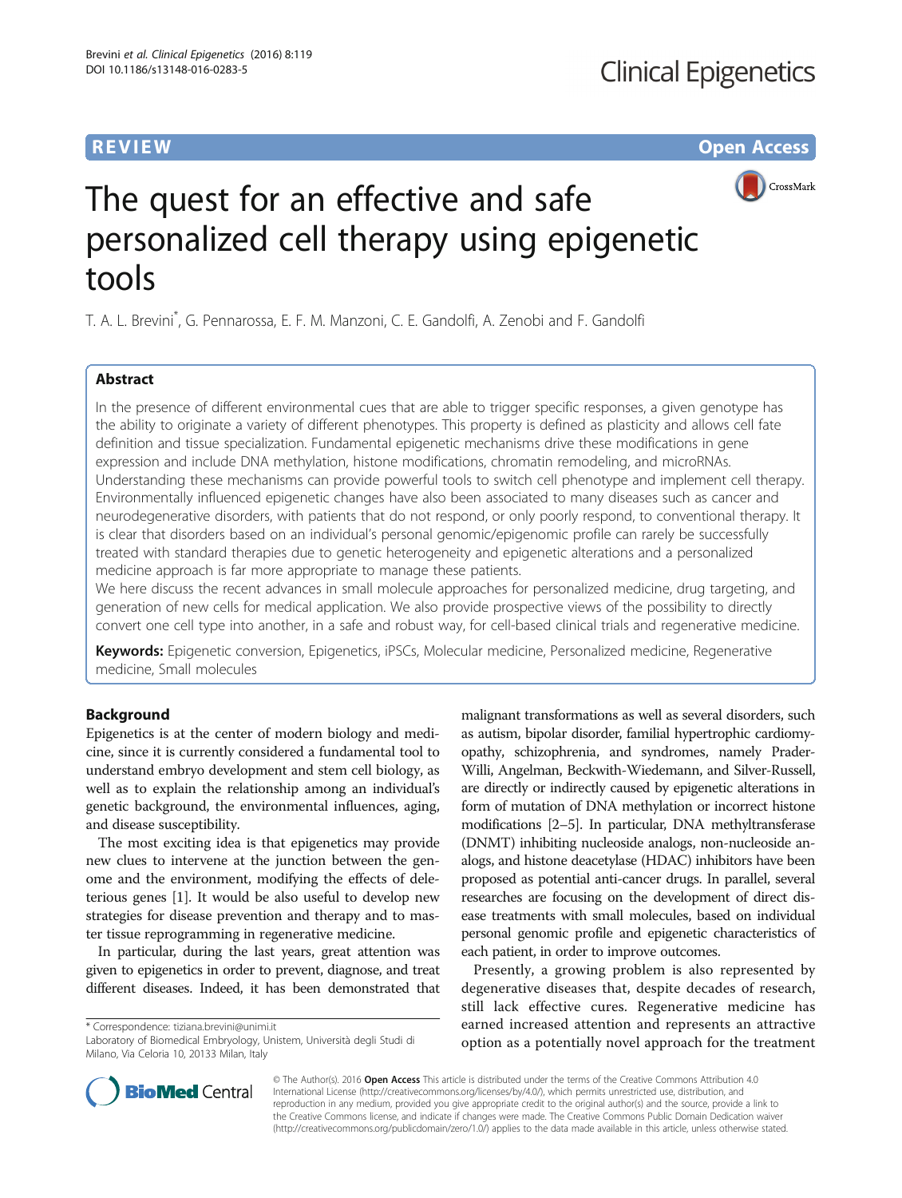REVIEW Open Access

# The quest for an effective and safe personalized cell therapy using epigenetic tools

T. A. L. Brevini*, G. Pennarossa, E. F. M. Manzoni, C. E. Gandolfi, A. Zenobi and F. Gandolfi

## Abstract

In the presence of different environmental cues that are able to trigger specific responses, a given genotype has the ability to originate a variety of different phenotypes. This property is defined as plasticity and allows cell fate definition and tissue specialization. Fundamental epigenetic mechanisms drive these modifications in gene expression and include DNA methylation, histone modifications, chromatin remodeling, and microRNAs. Understanding these mechanisms can provide powerful tools to switch cell phenotype and implement cell therapy. Environmentally influenced epigenetic changes have also been associated to many diseases such as cancer and neurodegenerative disorders, with patients that do not respond, or only poorly respond, to conventional therapy. It is clear that disorders based on an individual's personal genomic/epigenomic profile can rarely be successfully treated with standard therapies due to genetic heterogeneity and epigenetic alterations and a personalized medicine approach is far more appropriate to manage these patients.

We here discuss the recent advances in small molecule approaches for personalized medicine, drug targeting, and generation of new cells for medical application. We also provide prospective views of the possibility to directly convert one cell type into another, in a safe and robust way, for cell-based clinical trials and regenerative medicine.

**Keywords:** Epigenetic conversion, Epigenetics, iPSCs, Molecular medicine, Personalized medicine, Regenerative medicine, Small molecules

## Background

Epigenetics is at the center of modern biology and medicine, since it is currently considered a fundamental tool to understand embryo development and stem cell biology, as well as to explain the relationship among an individual's genetic background, the environmental influences, aging, and disease susceptibility.

The most exciting idea is that epigenetics may provide new clues to intervene at the junction between the genome and the environment, modifying the effects of deleterious genes [1]. It would be also useful to develop new strategies for disease prevention and therapy and to master tissue reprogramming in regenerative medicine.

In particular, during the last years, great attention was given to epigenetics in order to prevent, diagnose, and treat different diseases. Indeed, it has been demonstrated that malignant transformations as well as several disorders, such as autism, bipolar disorder, familial hypertrophic cardiomyopathy, schizophrenia, and syndromes, namely Prader-Willi, Angelman, Beckwith-Wiedemann, and Silver-Russell, are directly or indirectly caused by epigenetic alterations in form of mutation of DNA methylation or incorrect histone modifications [2–5]. In particular, DNA methyltransferase (DNMT) inhibiting nucleoside analogs, non-nucleoside analogs, and histone deacetylase (HDAC) inhibitors have been proposed as potential anti-cancer drugs. In parallel, several researches are focusing on the development of direct disease treatments with small molecules, based on individual personal genomic profile and epigenetic characteristics of each patient, in order to improve outcomes.

Presently, a growing problem is also represented by degenerative diseases that, despite decades of research, still lack effective cures. Regenerative medicine has earned increased attention and represents an attractive option as a potentially novel approach for the treatment

\* Correspondence: tiziana.brevini@unimi.it
Laboratory of Biomedical Embryology, Unistem, Università degli Studi di Milano, Via Celoria 10, 20133 Milan, Italy

© The Author(s). 2016 **Open Access** This article is distributed under the terms of the Creative Commons Attribution 4.0 International License (http://creativecommons.org/licenses/by/4.0/), which permits unrestricted use, distribution, and reproduction in any medium, provided you give appropriate credit to the original author(s) and the source, provide a link to the Creative Commons license, and indicate if changes were made. The Creative Commons Public Domain Dedication waiver (http://creativecommons.org/publicdomain/zero/1.0/) applies to the data made available in this article, unless otherwise stated.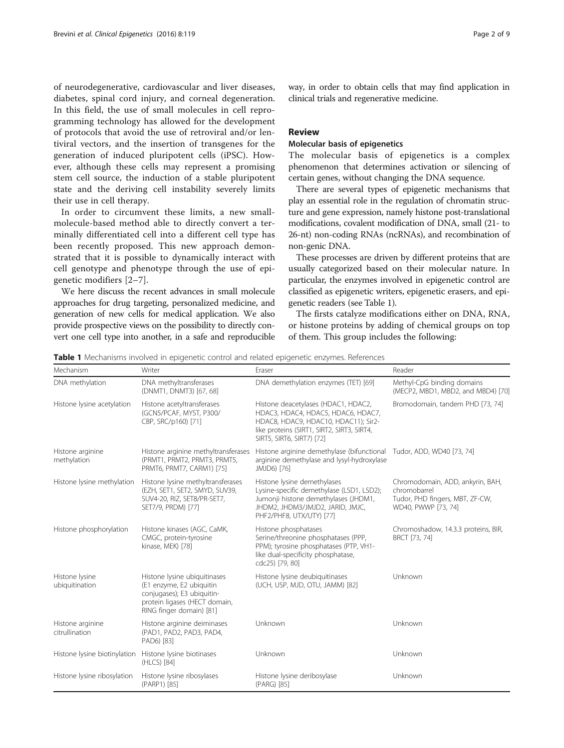of neurodegenerative, cardiovascular and liver diseases, diabetes, spinal cord injury, and corneal degeneration. In this field, the use of small molecules in cell reprogramming technology has allowed for the development of protocols that avoid the use of retroviral and/or lentiviral vectors, and the insertion of transgenes for the generation of induced pluripotent cells (iPSC). However, although these cells may represent a promising stem cell source, the induction of a stable pluripotent state and the deriving cell instability severely limits their use in cell therapy.

In order to circumvent these limits, a new small-molecule-based method able to directly convert a terminally differentiated cell into a different cell type has been recently proposed. This new approach demonstrated that it is possible to dynamically interact with cell genotype and phenotype through the use of epigenetic modifiers [2–7].

We here discuss the recent advances in small molecule approaches for drug targeting, personalized medicine, and generation of new cells for medical application. We also provide prospective views on the possibility to directly convert one cell type into another, in a safe and reproducible way, in order to obtain cells that may find application in clinical trials and regenerative medicine.

## Review

### Molecular basis of epigenetics

The molecular basis of epigenetics is a complex phenomenon that determines activation or silencing of certain genes, without changing the DNA sequence.

There are several types of epigenetic mechanisms that play an essential role in the regulation of chromatin structure and gene expression, namely histone post-translational modifications, covalent modification of DNA, small (21- to 26-nt) non-coding RNAs (ncRNAs), and recombination of non-genic DNA.

These processes are driven by different proteins that are usually categorized based on their molecular nature. In particular, the enzymes involved in epigenetic control are classified as epigenetic writers, epigenetic erasers, and epigenetic readers (see Table 1).

The firsts catalyze modifications either on DNA, RNA, or histone proteins by adding of chemical groups on top of them. This group includes the following:

**Table 1** Mechanisms involved in epigenetic control and related epigenetic enzymes. References

| Mechanism | Writer | Eraser | Reader |
|---|---|---|---|
| DNA methylation | DNA methyltransferases (DNMT1, DNMT3) [67, 68] | DNA demethylation enzymes (TET) [69] | Methyl-CpG binding domains (MECP2, MBD1, MBD2, and MBD4) [70] |
| Histone lysine acetylation | Histone acetyltransferases (GCN5/PCAF, MYST, P300/CBP, SRC/p160) [71] | Histone deacetylases (HDAC1, HDAC2, HDAC3, HDAC4, HDAC5, HDAC6, HDAC7, HDAC8, HDAC9, HDAC10, HDAC11); Sir2-like proteins (SIRT1, SIRT2, SIRT3, SIRT4, SIRT5, SIRT6, SIRT7) [72] | Bromodomain, tandem PHD [73, 74] |
| Histone arginine methylation | Histone arginine methyltransferases (PRMT1, PRMT2, PRMT3, PRMT5, PRMT6, PRMT7, CARM1) [75] | Histone arginine demethylase (bifunctional arginine demethylase and lysyl-hydroxylase JMJD6) [76] | Tudor, ADD, WD40 [73, 74] |
| Histone lysine methylation | Histone lysine methyltransferases (EZH, SET1, SET2, SMYD, SUV39, SUV4-20, RIZ, SET8/PR-SET7, SET7/9, PRDM) [77] | Histone lysine demethylases Lysine-specific demethylase (LSD1, LSD2); Jumonji histone demethylases (JHDM1, JHDM2, JHDM3/JMJD2, JARID, JMJC, PHF2/PHF8, UTX/UTY) [77] | Chromodomain, ADD, ankyrin, BAH, chromobarrel Tudor, PHD fingers, MBT, ZF-CW, WD40, PWWP [73, 74] |
| Histone phosphorylation | Histone kinases (AGC, CaMK, CMGC, protein-tyrosine kinase, MEK) [78] | Histone phosphatases Serine/threonine phosphatases (PPP, PPM); tyrosine phosphatases (PTP, VH1-like dual-specificity phosphatase, cdc25) [79, 80] | Chromoshadow, 14.3.3 proteins, BIR, BRCT [73, 74] |
| Histone lysine ubiquitination | Histone lysine ubiquitinases (E1 enzyme, E2 ubiquitin conjugases); E3 ubiquitin-protein ligases (HECT domain, RING finger domain) [81] | Histone lysine deubiquitinases (UCH, USP, MJD, OTU, JAMM) [82] | Unknown |
| Histone arginine citrullination | Histone arginine deiminases (PAD1, PAD2, PAD3, PAD4, PAD6) [83] | Unknown | Unknown |
| Histone lysine biotinylation | Histone lysine biotinases (HLCS) [84] | Unknown | Unknown |
| Histone lysine ribosylation | Histone lysine ribosylases (PARP1) [85] | Histone lysine deribosylase (PARG) [85] | Unknown |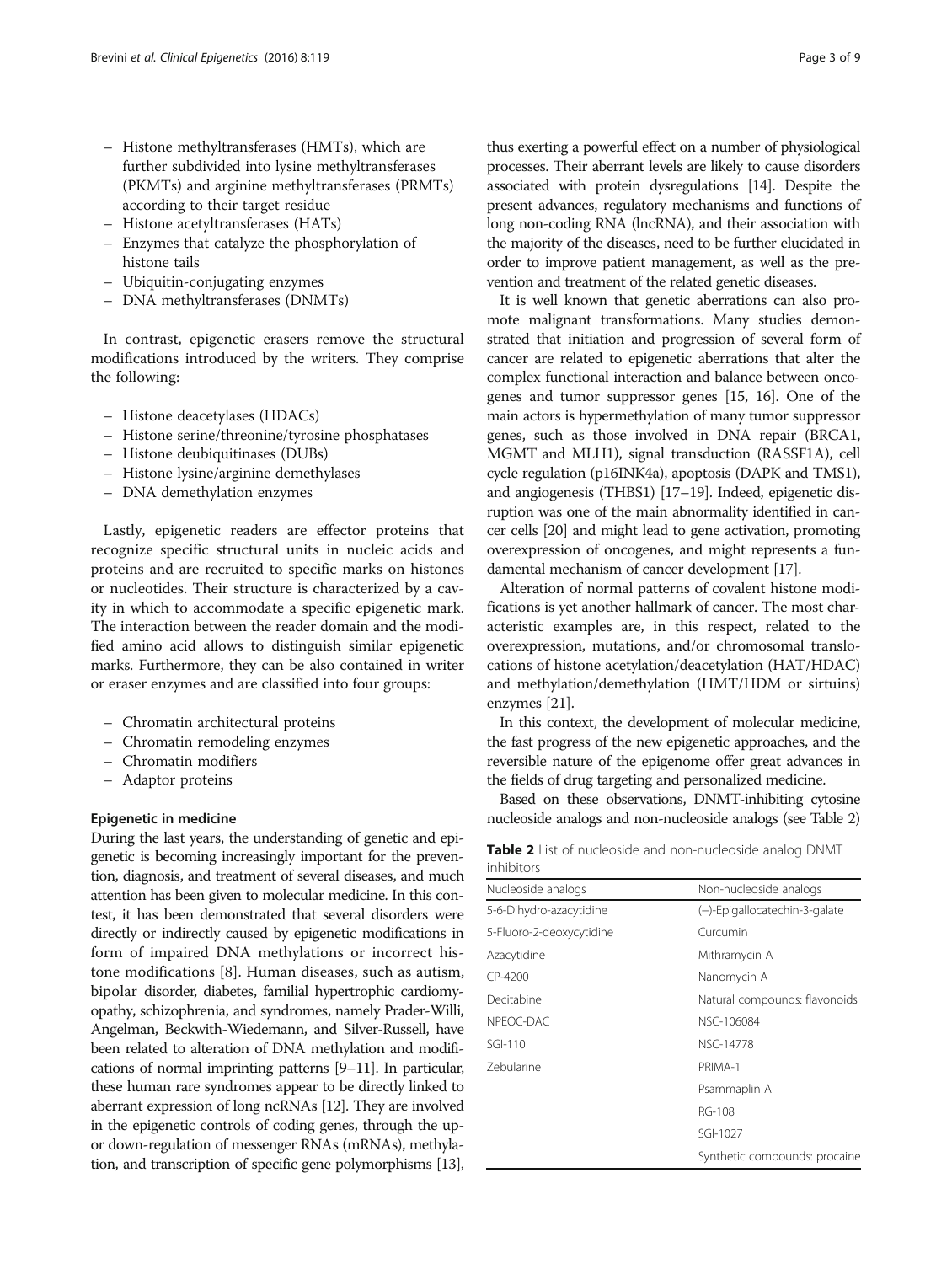– Histone methyltransferases (HMTs), which are further subdivided into lysine methyltransferases (PKMTs) and arginine methyltransferases (PRMTs) according to their target residue
– Histone acetyltransferases (HATs)
– Enzymes that catalyze the phosphorylation of histone tails
– Ubiquitin-conjugating enzymes
– DNA methyltransferases (DNMTs)

In contrast, epigenetic erasers remove the structural modifications introduced by the writers. They comprise the following:

– Histone deacetylases (HDACs)
– Histone serine/threonine/tyrosine phosphatases
– Histone deubiquitinases (DUBs)
– Histone lysine/arginine demethylases
– DNA demethylation enzymes

Lastly, epigenetic readers are effector proteins that recognize specific structural units in nucleic acids and proteins and are recruited to specific marks on histones or nucleotides. Their structure is characterized by a cavity in which to accommodate a specific epigenetic mark. The interaction between the reader domain and the modified amino acid allows to distinguish similar epigenetic marks. Furthermore, they can be also contained in writer or eraser enzymes and are classified into four groups:

– Chromatin architectural proteins
– Chromatin remodeling enzymes
– Chromatin modifiers
– Adaptor proteins

### Epigenetic in medicine

During the last years, the understanding of genetic and epigenetic is becoming increasingly important for the prevention, diagnosis, and treatment of several diseases, and much attention has been given to molecular medicine. In this contest, it has been demonstrated that several disorders were directly or indirectly caused by epigenetic modifications in form of impaired DNA methylations or incorrect histone modifications [8]. Human diseases, such as autism, bipolar disorder, diabetes, familial hypertrophic cardiomyopathy, schizophrenia, and syndromes, namely Prader-Willi, Angelman, Beckwith-Wiedemann, and Silver-Russell, have been related to alteration of DNA methylation and modifications of normal imprinting patterns [9–11]. In particular, these human rare syndromes appear to be directly linked to aberrant expression of long ncRNAs [12]. They are involved in the epigenetic controls of coding genes, through the up- or down-regulation of messenger RNAs (mRNAs), methylation, and transcription of specific gene polymorphisms [13], thus exerting a powerful effect on a number of physiological processes. Their aberrant levels are likely to cause disorders associated with protein dysregulations [14]. Despite the present advances, regulatory mechanisms and functions of long non-coding RNA (lncRNA), and their association with the majority of the diseases, need to be further elucidated in order to improve patient management, as well as the prevention and treatment of the related genetic diseases.

It is well known that genetic aberrations can also promote malignant transformations. Many studies demonstrated that initiation and progression of several form of cancer are related to epigenetic aberrations that alter the complex functional interaction and balance between oncogenes and tumor suppressor genes [15, 16]. One of the main actors is hypermethylation of many tumor suppressor genes, such as those involved in DNA repair (BRCA1, MGMT and MLH1), signal transduction (RASSF1A), cell cycle regulation (p16INK4a), apoptosis (DAPK and TMS1), and angiogenesis (THBS1) [17–19]. Indeed, epigenetic disruption was one of the main abnormality identified in cancer cells [20] and might lead to gene activation, promoting overexpression of oncogenes, and might represents a fundamental mechanism of cancer development [17].

Alteration of normal patterns of covalent histone modifications is yet another hallmark of cancer. The most characteristic examples are, in this respect, related to the overexpression, mutations, and/or chromosomal translocations of histone acetylation/deacetylation (HAT/HDAC) and methylation/demethylation (HMT/HDM or sirtuins) enzymes [21].

In this context, the development of molecular medicine, the fast progress of the new epigenetic approaches, and the reversible nature of the epigenome offer great advances in the fields of drug targeting and personalized medicine.

Based on these observations, DNMT-inhibiting cytosine nucleoside analogs and non-nucleoside analogs (see Table 2)

**Table 2** List of nucleoside and non-nucleoside analog DNMT inhibitors

| Nucleoside analogs | Non-nucleoside analogs |
|---|---|
| 5-6-Dihydro-azacytidine | (−)-Epigallocatechin-3-galate |
| 5-Fluoro-2-deoxycytidine | Curcumin |
| Azacytidine | Mithramycin A |
| CP-4200 | Nanomycin A |
| Decitabine | Natural compounds: flavonoids |
| NPEOC-DAC | NSC-106084 |
| SGI-110 | NSC-14778 |
| Zebularine | PRIMA-1 |
| | Psammaplin A |
| | RG-108 |
| | SGI-1027 |
| | Synthetic compounds: procaine |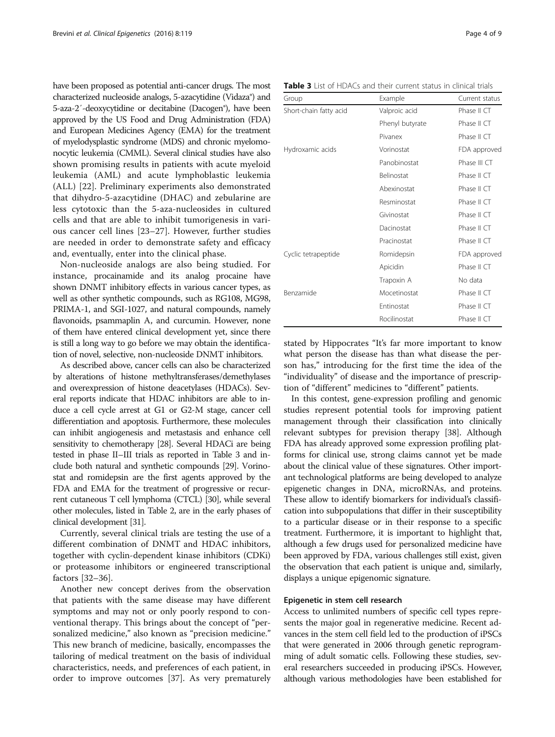have been proposed as potential anti-cancer drugs. The most characterized nucleoside analogs, 5-azacytidine (Vidaza®) and 5-aza-2′-deoxycytidine or decitabine (Dacogen®), have been approved by the US Food and Drug Administration (FDA) and European Medicines Agency (EMA) for the treatment of myelodysplastic syndrome (MDS) and chronic myelomonocytic leukemia (CMML). Several clinical studies have also shown promising results in patients with acute myeloid leukemia (AML) and acute lymphoblastic leukemia (ALL) [22]. Preliminary experiments also demonstrated that dihydro-5-azacytidine (DHAC) and zebularine are less cytotoxic than the 5-aza-nucleosides in cultured cells and that are able to inhibit tumorigenesis in various cancer cell lines [23–27]. However, further studies are needed in order to demonstrate safety and efficacy and, eventually, enter into the clinical phase.

Non-nucleoside analogs are also being studied. For instance, procainamide and its analog procaine have shown DNMT inhibitory effects in various cancer types, as well as other synthetic compounds, such as RG108, MG98, PRIMA-1, and SGI-1027, and natural compounds, namely flavonoids, psammaplin A, and curcumin. However, none of them have entered clinical development yet, since there is still a long way to go before we may obtain the identification of novel, selective, non-nucleoside DNMT inhibitors.

As described above, cancer cells can also be characterized by alterations of histone methyltransferases/demethylases and overexpression of histone deacetylases (HDACs). Several reports indicate that HDAC inhibitors are able to induce a cell cycle arrest at G1 or G2-M stage, cancer cell differentiation and apoptosis. Furthermore, these molecules can inhibit angiogenesis and metastasis and enhance cell sensitivity to chemotherapy [28]. Several HDACi are being tested in phase II–III trials as reported in Table 3 and include both natural and synthetic compounds [29]. Vorinostat and romidepsin are the first agents approved by the FDA and EMA for the treatment of progressive or recurrent cutaneous T cell lymphoma (CTCL) [30], while several other molecules, listed in Table 2, are in the early phases of clinical development [31].

Currently, several clinical trials are testing the use of a different combination of DNMT and HDAC inhibitors, together with cyclin-dependent kinase inhibitors (CDKi) or proteasome inhibitors or engineered transcriptional factors [32–36].

Another new concept derives from the observation that patients with the same disease may have different symptoms and may not or only poorly respond to conventional therapy. This brings about the concept of "personalized medicine," also known as "precision medicine." This new branch of medicine, basically, encompasses the tailoring of medical treatment on the basis of individual characteristics, needs, and preferences of each patient, in order to improve outcomes [37]. As very prematurely stated by Hippocrates "It's far more important to know what person the disease has than what disease the person has," introducing for the first time the idea of the "individuality" of disease and the importance of prescription of "different" medicines to "different" patients.

**Table 3** List of HDACs and their current status in clinical trials

| Group | Example | Current status |
|---|---|---|
| Short-chain fatty acid | Valproic acid | Phase II CT |
| | Phenyl butyrate | Phase II CT |
| | Pivanex | Phase II CT |
| Hydroxamic acids | Vorinostat | FDA approved |
| | Panobinostat | Phase III CT |
| | Belinostat | Phase II CT |
| | Abexinostat | Phase II CT |
| | Resminostat | Phase II CT |
| | Givinostat | Phase II CT |
| | Dacinostat | Phase II CT |
| | Pracinostat | Phase II CT |
| Cyclic tetrapeptide | Romidepsin | FDA approved |
| | Apicidin | Phase II CT |
| | Trapoxin A | No data |
| Benzamide | Mocetinostat | Phase II CT |
| | Entinostat | Phase II CT |
| | Rocilinostat | Phase II CT |

In this contest, gene-expression profiling and genomic studies represent potential tools for improving patient management through their classification into clinically relevant subtypes for prevision therapy [38]. Although FDA has already approved some expression profiling platforms for clinical use, strong claims cannot yet be made about the clinical value of these signatures. Other important technological platforms are being developed to analyze epigenetic changes in DNA, microRNAs, and proteins. These allow to identify biomarkers for individual's classification into subpopulations that differ in their susceptibility to a particular disease or in their response to a specific treatment. Furthermore, it is important to highlight that, although a few drugs used for personalized medicine have been approved by FDA, various challenges still exist, given the observation that each patient is unique and, similarly, displays a unique epigenomic signature.

## Epigenetic in stem cell research

Access to unlimited numbers of specific cell types represents the major goal in regenerative medicine. Recent advances in the stem cell field led to the production of iPSCs that were generated in 2006 through genetic reprogramming of adult somatic cells. Following these studies, several researchers succeeded in producing iPSCs. However, although various methodologies have been established for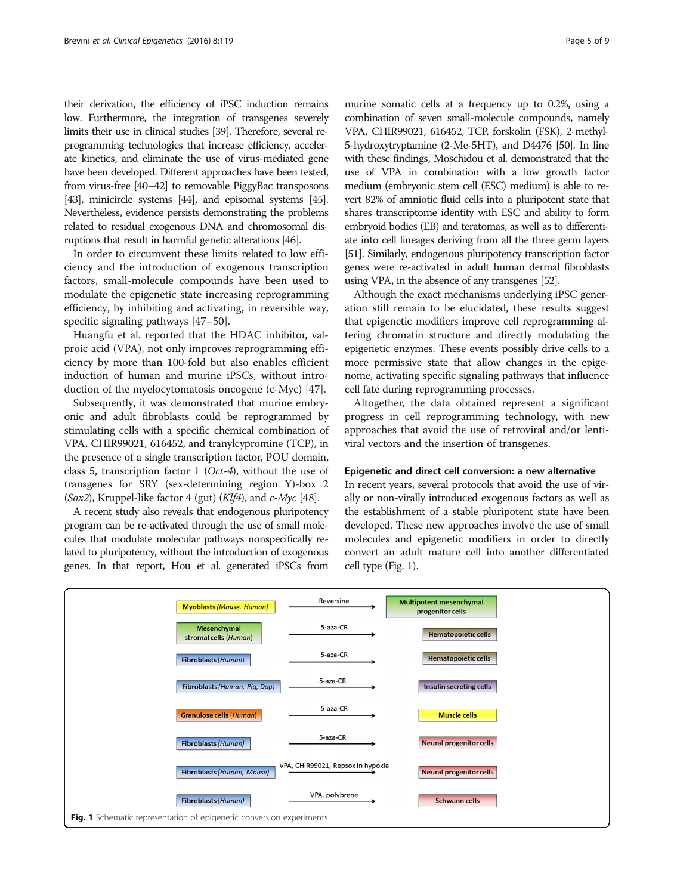their derivation, the efficiency of iPSC induction remains low. Furthermore, the integration of transgenes severely limits their use in clinical studies [39]. Therefore, several reprogramming technologies that increase efficiency, accelerate kinetics, and eliminate the use of virus-mediated gene have been developed. Different approaches have been tested, from virus-free [40–42] to removable PiggyBac transposons [43], minicircle systems [44], and episomal systems [45]. Nevertheless, evidence persists demonstrating the problems related to residual exogenous DNA and chromosomal disruptions that result in harmful genetic alterations [46].

In order to circumvent these limits related to low efficiency and the introduction of exogenous transcription factors, small-molecule compounds have been used to modulate the epigenetic state increasing reprogramming efficiency, by inhibiting and activating, in reversible way, specific signaling pathways [47–50].

Huangfu et al. reported that the HDAC inhibitor, valproic acid (VPA), not only improves reprogramming efficiency by more than 100-fold but also enables efficient induction of human and murine iPSCs, without introduction of the myelocytomatosis oncogene (c-Myc) [47].

Subsequently, it was demonstrated that murine embryonic and adult fibroblasts could be reprogrammed by stimulating cells with a specific chemical combination of VPA, CHIR99021, 616452, and tranylcypromine (TCP), in the presence of a single transcription factor, POU domain, class 5, transcription factor 1 (*Oct-4*), without the use of transgenes for SRY (sex-determining region Y)-box 2 (*Sox2*), Kruppel-like factor 4 (gut) (*Klf4*), and *c-Myc* [48].

A recent study also reveals that endogenous pluripotency program can be re-activated through the use of small molecules that modulate molecular pathways nonspecifically related to pluripotency, without the introduction of exogenous genes. In that report, Hou et al. generated iPSCs from murine somatic cells at a frequency up to 0.2%, using a combination of seven small-molecule compounds, namely VPA, CHIR99021, 616452, TCP, forskolin (FSK), 2-methyl-5-hydroxytryptamine (2-Me-5HT), and D4476 [50]. In line with these findings, Moschidou et al. demonstrated that the use of VPA in combination with a low growth factor medium (embryonic stem cell (ESC) medium) is able to revert 82% of amniotic fluid cells into a pluripotent state that shares transcriptome identity with ESC and ability to form embryoid bodies (EB) and teratomas, as well as to differentiate into cell lineages deriving from all the three germ layers [51]. Similarly, endogenous pluripotency transcription factor genes were re-activated in adult human dermal fibroblasts using VPA, in the absence of any transgenes [52].

Although the exact mechanisms underlying iPSC generation still remain to be elucidated, these results suggest that epigenetic modifiers improve cell reprogramming altering chromatin structure and directly modulating the epigenetic enzymes. These events possibly drive cells to a more permissive state that allow changes in the epigenome, activating specific signaling pathways that influence cell fate during reprogramming processes.

Altogether, the data obtained represent a significant progress in cell reprogramming technology, with new approaches that avoid the use of retroviral and/or lentiviral vectors and the insertion of transgenes.

## Epigenetic and direct cell conversion: a new alternative

In recent years, several protocols that avoid the use of virally or non-virally introduced exogenous factors as well as the establishment of a stable pluripotent state have been developed. These new approaches involve the use of small molecules and epigenetic modifiers in order to directly convert an adult mature cell into another differentiated cell type (Fig. 1).

| Starting cells | Treatment | Converted cells |
|---|---|---|
| Myoblasts (*Mouse, Human*) | Reversine | Multipotent mesenchymal progenitor cells |
| Mesenchymal stromal cells (*Human*) | 5-aza-CR | Hematopoietic cells |
| Fibroblasts (*Human*) | 5-aza-CR | Hematopoietic cells |
| Fibroblasts (*Human, Pig, Dog*) | 5-aza-CR | Insulin secreting cells |
| Granulosa cells (*Human*) | 5-aza-CR | Muscle cells |
| Fibroblasts (*Human*) | 5-aza-CR | Neural progenitor cells |
| Fibroblasts (*Human, Mouse*) | VPA, CHIR99021, Repsox in hypoxia | Neural progenitor cells |
| Fibroblasts (*Human*) | VPA, polybrene | Schwann cells |

**Fig. 1** Schematic representation of epigenetic conversion experiments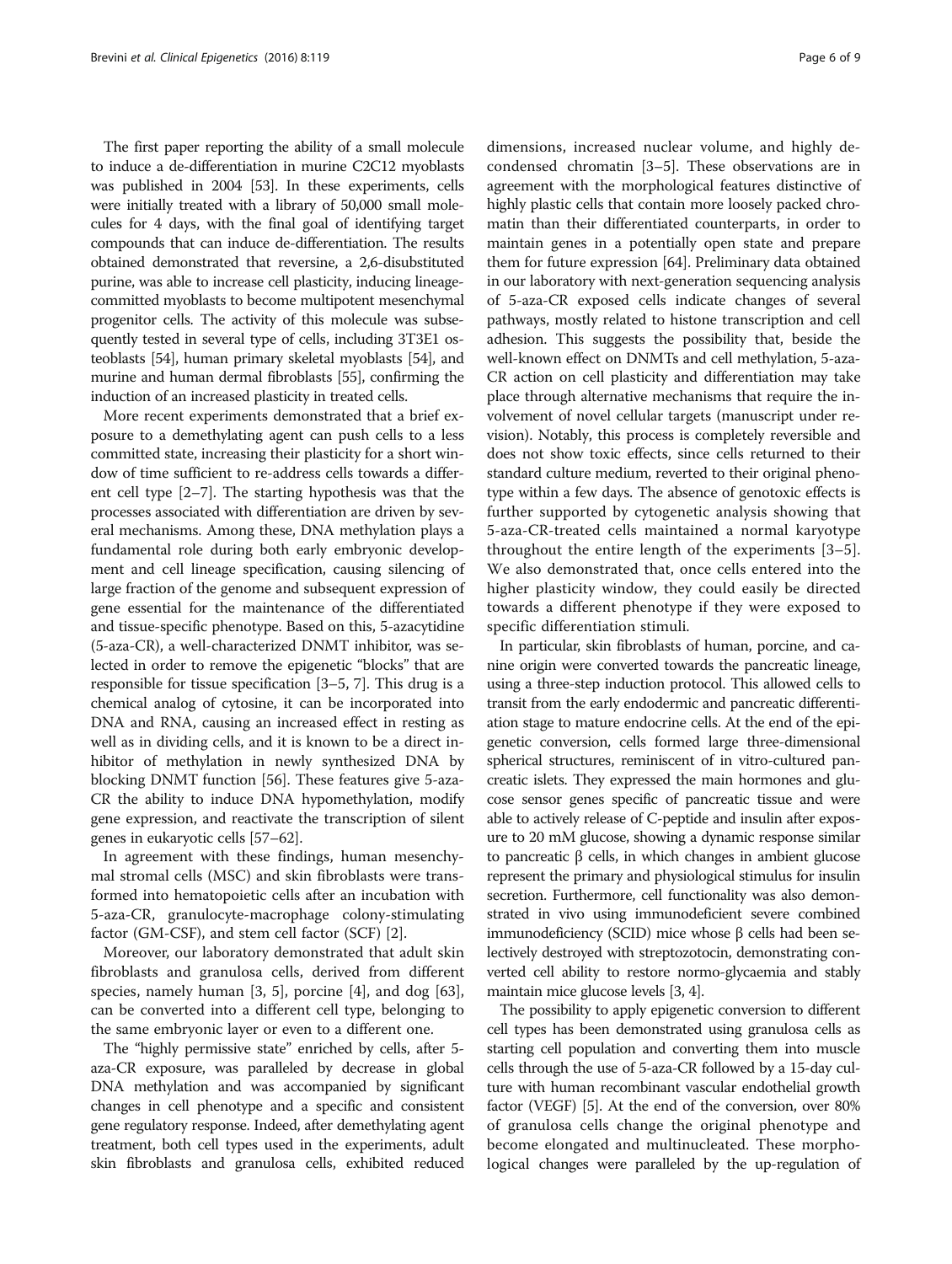The first paper reporting the ability of a small molecule to induce a de-differentiation in murine C2C12 myoblasts was published in 2004 [53]. In these experiments, cells were initially treated with a library of 50,000 small molecules for 4 days, with the final goal of identifying target compounds that can induce de-differentiation. The results obtained demonstrated that reversine, a 2,6-disubstituted purine, was able to increase cell plasticity, inducing lineage-committed myoblasts to become multipotent mesenchymal progenitor cells. The activity of this molecule was subsequently tested in several type of cells, including 3T3E1 osteoblasts [54], human primary skeletal myoblasts [54], and murine and human dermal fibroblasts [55], confirming the induction of an increased plasticity in treated cells.

More recent experiments demonstrated that a brief exposure to a demethylating agent can push cells to a less committed state, increasing their plasticity for a short window of time sufficient to re-address cells towards a different cell type [2–7]. The starting hypothesis was that the processes associated with differentiation are driven by several mechanisms. Among these, DNA methylation plays a fundamental role during both early embryonic development and cell lineage specification, causing silencing of large fraction of the genome and subsequent expression of gene essential for the maintenance of the differentiated and tissue-specific phenotype. Based on this, 5-azacytidine (5-aza-CR), a well-characterized DNMT inhibitor, was selected in order to remove the epigenetic "blocks" that are responsible for tissue specification [3–5, 7]. This drug is a chemical analog of cytosine, it can be incorporated into DNA and RNA, causing an increased effect in resting as well as in dividing cells, and it is known to be a direct inhibitor of methylation in newly synthesized DNA by blocking DNMT function [56]. These features give 5-aza-CR the ability to induce DNA hypomethylation, modify gene expression, and reactivate the transcription of silent genes in eukaryotic cells [57–62].

In agreement with these findings, human mesenchymal stromal cells (MSC) and skin fibroblasts were transformed into hematopoietic cells after an incubation with 5-aza-CR, granulocyte-macrophage colony-stimulating factor (GM-CSF), and stem cell factor (SCF) [2].

Moreover, our laboratory demonstrated that adult skin fibroblasts and granulosa cells, derived from different species, namely human [3, 5], porcine [4], and dog [63], can be converted into a different cell type, belonging to the same embryonic layer or even to a different one.

The "highly permissive state" enriched by cells, after 5-aza-CR exposure, was paralleled by decrease in global DNA methylation and was accompanied by significant changes in cell phenotype and a specific and consistent gene regulatory response. Indeed, after demethylating agent treatment, both cell types used in the experiments, adult skin fibroblasts and granulosa cells, exhibited reduced dimensions, increased nuclear volume, and highly decondensed chromatin [3–5]. These observations are in agreement with the morphological features distinctive of highly plastic cells that contain more loosely packed chromatin than their differentiated counterparts, in order to maintain genes in a potentially open state and prepare them for future expression [64]. Preliminary data obtained in our laboratory with next-generation sequencing analysis of 5-aza-CR exposed cells indicate changes of several pathways, mostly related to histone transcription and cell adhesion. This suggests the possibility that, beside the well-known effect on DNMTs and cell methylation, 5-aza-CR action on cell plasticity and differentiation may take place through alternative mechanisms that require the involvement of novel cellular targets (manuscript under revision). Notably, this process is completely reversible and does not show toxic effects, since cells returned to their standard culture medium, reverted to their original phenotype within a few days. The absence of genotoxic effects is further supported by cytogenetic analysis showing that 5-aza-CR-treated cells maintained a normal karyotype throughout the entire length of the experiments [3–5]. We also demonstrated that, once cells entered into the higher plasticity window, they could easily be directed towards a different phenotype if they were exposed to specific differentiation stimuli.

In particular, skin fibroblasts of human, porcine, and canine origin were converted towards the pancreatic lineage, using a three-step induction protocol. This allowed cells to transit from the early endodermic and pancreatic differentiation stage to mature endocrine cells. At the end of the epigenetic conversion, cells formed large three-dimensional spherical structures, reminiscent of in vitro-cultured pancreatic islets. They expressed the main hormones and glucose sensor genes specific of pancreatic tissue and were able to actively release of C-peptide and insulin after exposure to 20 mM glucose, showing a dynamic response similar to pancreatic β cells, in which changes in ambient glucose represent the primary and physiological stimulus for insulin secretion. Furthermore, cell functionality was also demonstrated in vivo using immunodeficient severe combined immunodeficiency (SCID) mice whose β cells had been selectively destroyed with streptozotocin, demonstrating converted cell ability to restore normo-glycaemia and stably maintain mice glucose levels [3, 4].

The possibility to apply epigenetic conversion to different cell types has been demonstrated using granulosa cells as starting cell population and converting them into muscle cells through the use of 5-aza-CR followed by a 15-day culture with human recombinant vascular endothelial growth factor (VEGF) [5]. At the end of the conversion, over 80% of granulosa cells change the original phenotype and become elongated and multinucleated. These morphological changes were paralleled by the up-regulation of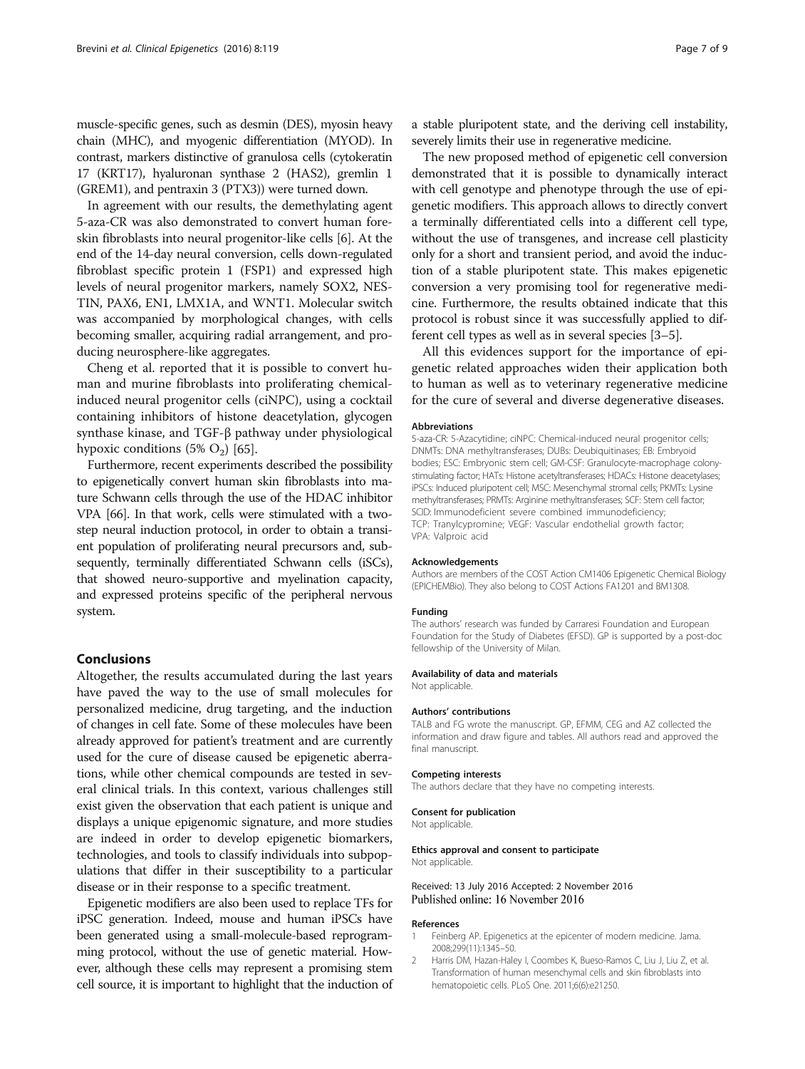muscle-specific genes, such as desmin (DES), myosin heavy chain (MHC), and myogenic differentiation (MYOD). In contrast, markers distinctive of granulosa cells (cytokeratin 17 (KRT17), hyaluronan synthase 2 (HAS2), gremlin 1 (GREM1), and pentraxin 3 (PTX3)) were turned down.

In agreement with our results, the demethylating agent 5-aza-CR was also demonstrated to convert human foreskin fibroblasts into neural progenitor-like cells [6]. At the end of the 14-day neural conversion, cells down-regulated fibroblast specific protein 1 (FSP1) and expressed high levels of neural progenitor markers, namely SOX2, NESTIN, PAX6, EN1, LMX1A, and WNT1. Molecular switch was accompanied by morphological changes, with cells becoming smaller, acquiring radial arrangement, and producing neurosphere-like aggregates.

Cheng et al. reported that it is possible to convert human and murine fibroblasts into proliferating chemical-induced neural progenitor cells (ciNPC), using a cocktail containing inhibitors of histone deacetylation, glycogen synthase kinase, and TGF-β pathway under physiological hypoxic conditions (5% $O_2$) [65].

Furthermore, recent experiments described the possibility to epigenetically convert human skin fibroblasts into mature Schwann cells through the use of the HDAC inhibitor VPA [66]. In that work, cells were stimulated with a two-step neural induction protocol, in order to obtain a transient population of proliferating neural precursors and, subsequently, terminally differentiated Schwann cells (iSCs), that showed neuro-supportive and myelination capacity, and expressed proteins specific of the peripheral nervous system.

## Conclusions

Altogether, the results accumulated during the last years have paved the way to the use of small molecules for personalized medicine, drug targeting, and the induction of changes in cell fate. Some of these molecules have been already approved for patient's treatment and are currently used for the cure of disease caused be epigenetic aberrations, while other chemical compounds are tested in several clinical trials. In this context, various challenges still exist given the observation that each patient is unique and displays a unique epigenomic signature, and more studies are indeed in order to develop epigenetic biomarkers, technologies, and tools to classify individuals into subpopulations that differ in their susceptibility to a particular disease or in their response to a specific treatment.

Epigenetic modifiers are also been used to replace TFs for iPSC generation. Indeed, mouse and human iPSCs have been generated using a small-molecule-based reprogramming protocol, without the use of genetic material. However, although these cells may represent a promising stem cell source, it is important to highlight that the induction of a stable pluripotent state, and the deriving cell instability, severely limits their use in regenerative medicine.

The new proposed method of epigenetic cell conversion demonstrated that it is possible to dynamically interact with cell genotype and phenotype through the use of epigenetic modifiers. This approach allows to directly convert a terminally differentiated cells into a different cell type, without the use of transgenes, and increase cell plasticity only for a short and transient period, and avoid the induction of a stable pluripotent state. This makes epigenetic conversion a very promising tool for regenerative medicine. Furthermore, the results obtained indicate that this protocol is robust since it was successfully applied to different cell types as well as in several species [3–5].

All this evidences support for the importance of epigenetic related approaches widen their application both to human as well as to veterinary regenerative medicine for the cure of several and diverse degenerative diseases.

#### Abbreviations

5-aza-CR: 5-Azacytidine; ciNPC: Chemical-induced neural progenitor cells; DNMTs: DNA methyltransferases; DUBs: Deubiquitinases; EB: Embryoid bodies; ESC: Embryonic stem cell; GM-CSF: Granulocyte-macrophage colony-stimulating factor; HATs: Histone acetyltransferases; HDACs: Histone deacetylases; iPSCs: Induced pluripotent cell; MSC: Mesenchymal stromal cells; PKMTs: Lysine methyltransferases; PRMTs: Arginine methyltransferases; SCF: Stem cell factor; SCID: Immunodeficient severe combined immunodeficiency; TCP: Tranylcypromine; VEGF: Vascular endothelial growth factor; VPA: Valproic acid

#### Acknowledgements

Authors are members of the COST Action CM1406 Epigenetic Chemical Biology (EPICHEMBio). They also belong to COST Actions FA1201 and BM1308.

#### Funding

The authors' research was funded by Carraresi Foundation and European Foundation for the Study of Diabetes (EFSD). GP is supported by a post-doc fellowship of the University of Milan.

#### Availability of data and materials

Not applicable.

#### Authors' contributions

TALB and FG wrote the manuscript. GP, EFMM, CEG and AZ collected the information and draw figure and tables. All authors read and approved the final manuscript.

#### Competing interests

The authors declare that they have no competing interests.

#### Consent for publication

Not applicable.

#### Ethics approval and consent to participate

Not applicable.

Received: 13 July 2016 Accepted: 2 November 2016
Published online: 16 November 2016

#### References

1. Feinberg AP. Epigenetics at the epicenter of modern medicine. Jama. 2008;299(11):1345–50.
2. Harris DM, Hazan-Haley I, Coombes K, Bueso-Ramos C, Liu J, Liu Z, et al. Transformation of human mesenchymal cells and skin fibroblasts into hematopoietic cells. PLoS One. 2011;6(6):e21250.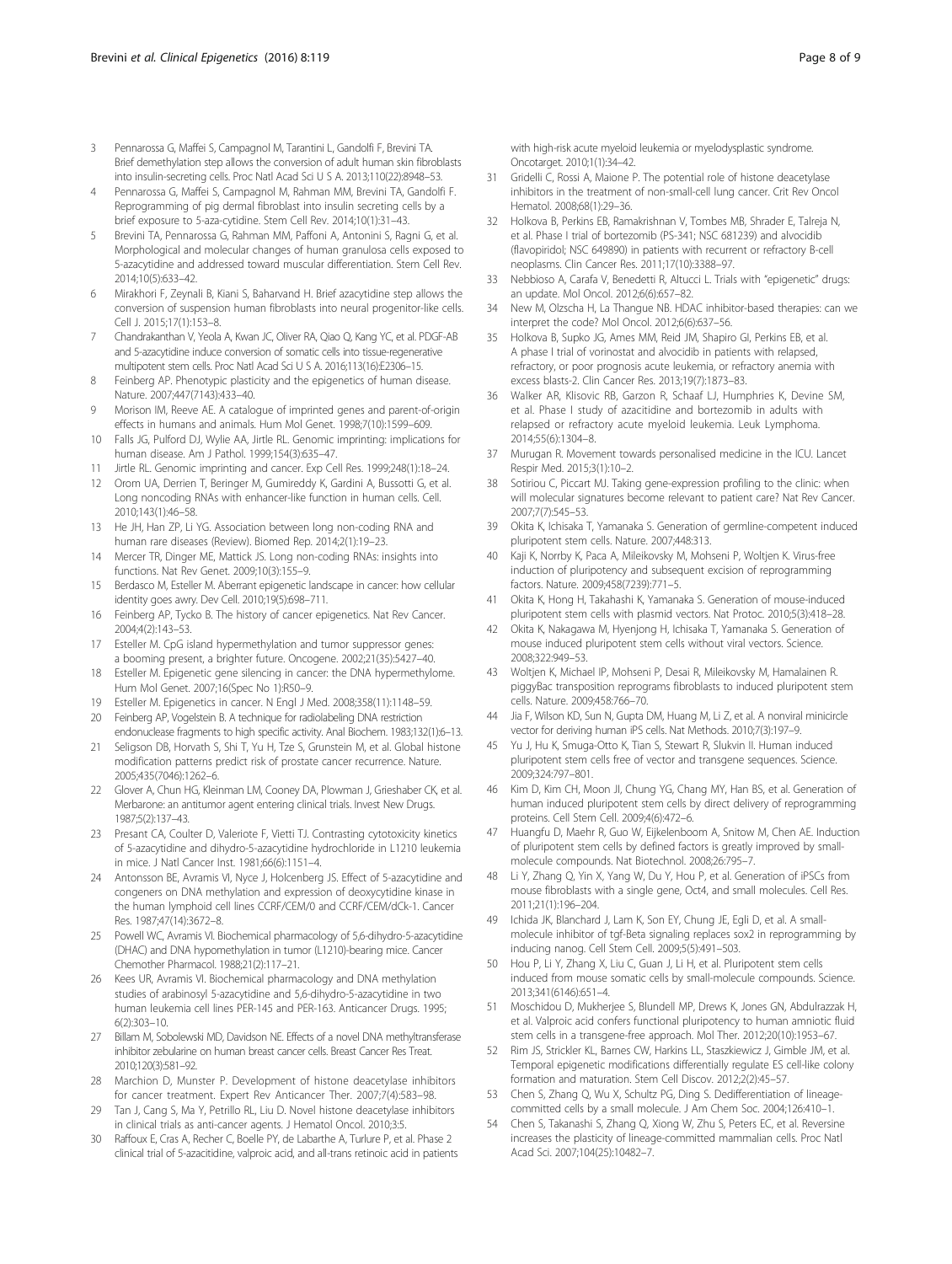3. Pennarossa G, Maffei S, Campagnol M, Tarantini L, Gandolfi F, Brevini TA. Brief demethylation step allows the conversion of adult human skin fibroblasts into insulin-secreting cells. Proc Natl Acad Sci U S A. 2013;110(22):8948–53.
4. Pennarossa G, Maffei S, Campagnol M, Rahman MM, Brevini TA, Gandolfi F. Reprogramming of pig dermal fibroblast into insulin secreting cells by a brief exposure to 5-aza-cytidine. Stem Cell Rev. 2014;10(1):31–43.
5. Brevini TA, Pennarossa G, Rahman MM, Paffoni A, Antonini S, Ragni G, et al. Morphological and molecular changes of human granulosa cells exposed to 5-azacytidine and addressed toward muscular differentiation. Stem Cell Rev. 2014;10(5):633–42.
6. Mirakhori F, Zeynali B, Kiani S, Baharvand H. Brief azacytidine step allows the conversion of suspension human fibroblasts into neural progenitor-like cells. Cell J. 2015;17(1):153–8.
7. Chandrakanthan V, Yeola A, Kwan JC, Oliver RA, Qiao Q, Kang YC, et al. PDGF-AB and 5-azacytidine induce conversion of somatic cells into tissue-regenerative multipotent stem cells. Proc Natl Acad Sci U S A. 2016;113(16):E2306–15.
8. Feinberg AP. Phenotypic plasticity and the epigenetics of human disease. Nature. 2007;447(7143):433–40.
9. Morison IM, Reeve AE. A catalogue of imprinted genes and parent-of-origin effects in humans and animals. Hum Mol Genet. 1998;7(10):1599–609.
10. Falls JG, Pulford DJ, Wylie AA, Jirtle RL. Genomic imprinting: implications for human disease. Am J Pathol. 1999;154(3):635–47.
11. Jirtle RL. Genomic imprinting and cancer. Exp Cell Res. 1999;248(1):18–24.
12. Orom UA, Derrien T, Beringer M, Gumireddy K, Gardini A, Bussotti G, et al. Long noncoding RNAs with enhancer-like function in human cells. Cell. 2010;143(1):46–58.
13. He JH, Han ZP, Li YG. Association between long non-coding RNA and human rare diseases (Review). Biomed Rep. 2014;2(1):19–23.
14. Mercer TR, Dinger ME, Mattick JS. Long non-coding RNAs: insights into functions. Nat Rev Genet. 2009;10(3):155–9.
15. Berdasco M, Esteller M. Aberrant epigenetic landscape in cancer: how cellular identity goes awry. Dev Cell. 2010;19(5):698–711.
16. Feinberg AP, Tycko B. The history of cancer epigenetics. Nat Rev Cancer. 2004;4(2):143–53.
17. Esteller M. CpG island hypermethylation and tumor suppressor genes: a booming present, a brighter future. Oncogene. 2002;21(35):5427–40.
18. Esteller M. Epigenetic gene silencing in cancer: the DNA hypermethylome. Hum Mol Genet. 2007;16(Spec No 1):R50–9.
19. Esteller M. Epigenetics in cancer. N Engl J Med. 2008;358(11):1148–59.
20. Feinberg AP, Vogelstein B. A technique for radiolabeling DNA restriction endonuclease fragments to high specific activity. Anal Biochem. 1983;132(1):6–13.
21. Seligson DB, Horvath S, Shi T, Yu H, Tze S, Grunstein M, et al. Global histone modification patterns predict risk of prostate cancer recurrence. Nature. 2005;435(7046):1262–6.
22. Glover A, Chun HG, Kleinman LM, Cooney DA, Plowman J, Grieshaber CK, et al. Merbarone: an antitumor agent entering clinical trials. Invest New Drugs. 1987;5(2):137–43.
23. Presant CA, Coulter D, Valeriote F, Vietti TJ. Contrasting cytotoxicity kinetics of 5-azacytidine and dihydro-5-azacytidine hydrochloride in L1210 leukemia in mice. J Natl Cancer Inst. 1981;66(6):1151–4.
24. Antonsson BE, Avramis VI, Nyce J, Holcenberg JS. Effect of 5-azacytidine and congeners on DNA methylation and expression of deoxycytidine kinase in the human lymphoid cell lines CCRF/CEM/0 and CCRF/CEM/dCk-1. Cancer Res. 1987;47(14):3672–8.
25. Powell WC, Avramis VI. Biochemical pharmacology of 5,6-dihydro-5-azacytidine (DHAC) and DNA hypomethylation in tumor (L1210)-bearing mice. Cancer Chemother Pharmacol. 1988;21(2):117–21.
26. Kees UR, Avramis VI. Biochemical pharmacology and DNA methylation studies of arabinosyl 5-azacytidine and 5,6-dihydro-5-azacytidine in two human leukemia cell lines PER-145 and PER-163. Anticancer Drugs. 1995; 6(2):303–10.
27. Billam M, Sobolewski MD, Davidson NE. Effects of a novel DNA methyltransferase inhibitor zebularine on human breast cancer cells. Breast Cancer Res Treat. 2010;120(3):581–92.
28. Marchion D, Munster P. Development of histone deacetylase inhibitors for cancer treatment. Expert Rev Anticancer Ther. 2007;7(4):583–98.
29. Tan J, Cang S, Ma Y, Petrillo RL, Liu D. Novel histone deacetylase inhibitors in clinical trials as anti-cancer agents. J Hematol Oncol. 2010;3:5.
30. Raffoux E, Cras A, Recher C, Boelle PY, de Labarthe A, Turlure P, et al. Phase 2 clinical trial of 5-azacitidine, valproic acid, and all-trans retinoic acid in patients with high-risk acute myeloid leukemia or myelodysplastic syndrome. Oncotarget. 2010;1(1):34–42.
31. Gridelli C, Rossi A, Maione P. The potential role of histone deacetylase inhibitors in the treatment of non-small-cell lung cancer. Crit Rev Oncol Hematol. 2008;68(1):29–36.
32. Holkova B, Perkins EB, Ramakrishnan V, Tombes MB, Shrader E, Talreja N, et al. Phase I trial of bortezomib (PS-341; NSC 681239) and alvocidib (flavopiridol; NSC 649890) in patients with recurrent or refractory B-cell neoplasms. Clin Cancer Res. 2011;17(10):3388–97.
33. Nebbioso A, Carafa V, Benedetti R, Altucci L. Trials with "epigenetic" drugs: an update. Mol Oncol. 2012;6(6):657–82.
34. New M, Olzscha H, La Thangue NB. HDAC inhibitor-based therapies: can we interpret the code? Mol Oncol. 2012;6(6):637–56.
35. Holkova B, Supko JG, Ames MM, Reid JM, Shapiro GI, Perkins EB, et al. A phase I trial of vorinostat and alvocidib in patients with relapsed, refractory, or poor prognosis acute leukemia, or refractory anemia with excess blasts-2. Clin Cancer Res. 2013;19(7):1873–83.
36. Walker AR, Klisovic RB, Garzon R, Schaaf LJ, Humphries K, Devine SM, et al. Phase I study of azacitidine and bortezomib in adults with relapsed or refractory acute myeloid leukemia. Leuk Lymphoma. 2014;55(6):1304–8.
37. Murugan R. Movement towards personalised medicine in the ICU. Lancet Respir Med. 2015;3(1):10–2.
38. Sotiriou C, Piccart MJ. Taking gene-expression profiling to the clinic: when will molecular signatures become relevant to patient care? Nat Rev Cancer. 2007;7(7):545–53.
39. Okita K, Ichisaka T, Yamanaka S. Generation of germline-competent induced pluripotent stem cells. Nature. 2007;448:313.
40. Kaji K, Norrby K, Paca A, Mileikovsky M, Mohseni P, Woltjen K. Virus-free induction of pluripotency and subsequent excision of reprogramming factors. Nature. 2009;458(7239):771–5.
41. Okita K, Hong H, Takahashi K, Yamanaka S. Generation of mouse-induced pluripotent stem cells with plasmid vectors. Nat Protoc. 2010;5(3):418–28.
42. Okita K, Nakagawa M, Hyenjong H, Ichisaka T, Yamanaka S. Generation of mouse induced pluripotent stem cells without viral vectors. Science. 2008;322:949–53.
43. Woltjen K, Michael IP, Mohseni P, Desai R, Mileikovsky M, Hamalainen R. piggyBac transposition reprograms fibroblasts to induced pluripotent stem cells. Nature. 2009;458:766–70.
44. Jia F, Wilson KD, Sun N, Gupta DM, Huang M, Li Z, et al. A nonviral minicircle vector for deriving human iPS cells. Nat Methods. 2010;7(3):197–9.
45. Yu J, Hu K, Smuga-Otto K, Tian S, Stewart R, Slukvin II. Human induced pluripotent stem cells free of vector and transgene sequences. Science. 2009;324:797–801.
46. Kim D, Kim CH, Moon JI, Chung YG, Chang MY, Han BS, et al. Generation of human induced pluripotent stem cells by direct delivery of reprogramming proteins. Cell Stem Cell. 2009;4(6):472–6.
47. Huangfu D, Maehr R, Guo W, Eijkelenboom A, Snitow M, Chen AE. Induction of pluripotent stem cells by defined factors is greatly improved by small-molecule compounds. Nat Biotechnol. 2008;26:795–7.
48. Li Y, Zhang Q, Yin X, Yang W, Du Y, Hou P, et al. Generation of iPSCs from mouse fibroblasts with a single gene, Oct4, and small molecules. Cell Res. 2011;21(1):196–204.
49. Ichida JK, Blanchard J, Lam K, Son EY, Chung JE, Egli D, et al. A small-molecule inhibitor of tgf-Beta signaling replaces sox2 in reprogramming by inducing nanog. Cell Stem Cell. 2009;5(5):491–503.
50. Hou P, Li Y, Zhang X, Liu C, Guan J, Li H, et al. Pluripotent stem cells induced from mouse somatic cells by small-molecule compounds. Science. 2013;341(6146):651–4.
51. Moschidou D, Mukherjee S, Blundell MP, Drews K, Jones GN, Abdulrazzak H, et al. Valproic acid confers functional pluripotency to human amniotic fluid stem cells in a transgene-free approach. Mol Ther. 2012;20(10):1953–67.
52. Rim JS, Strickler KL, Barnes CW, Harkins LL, Staszkiewicz J, Gimble JM, et al. Temporal epigenetic modifications differentially regulate ES cell-like colony formation and maturation. Stem Cell Discov. 2012;2(2):45–57.
53. Chen S, Zhang Q, Wu X, Schultz PG, Ding S. Dedifferentiation of lineage-committed cells by a small molecule. J Am Chem Soc. 2004;126:410–1.
54. Chen S, Takanashi S, Zhang Q, Xiong W, Zhu S, Peters EC, et al. Reversine increases the plasticity of lineage-committed mammalian cells. Proc Natl Acad Sci. 2007;104(25):10482–7.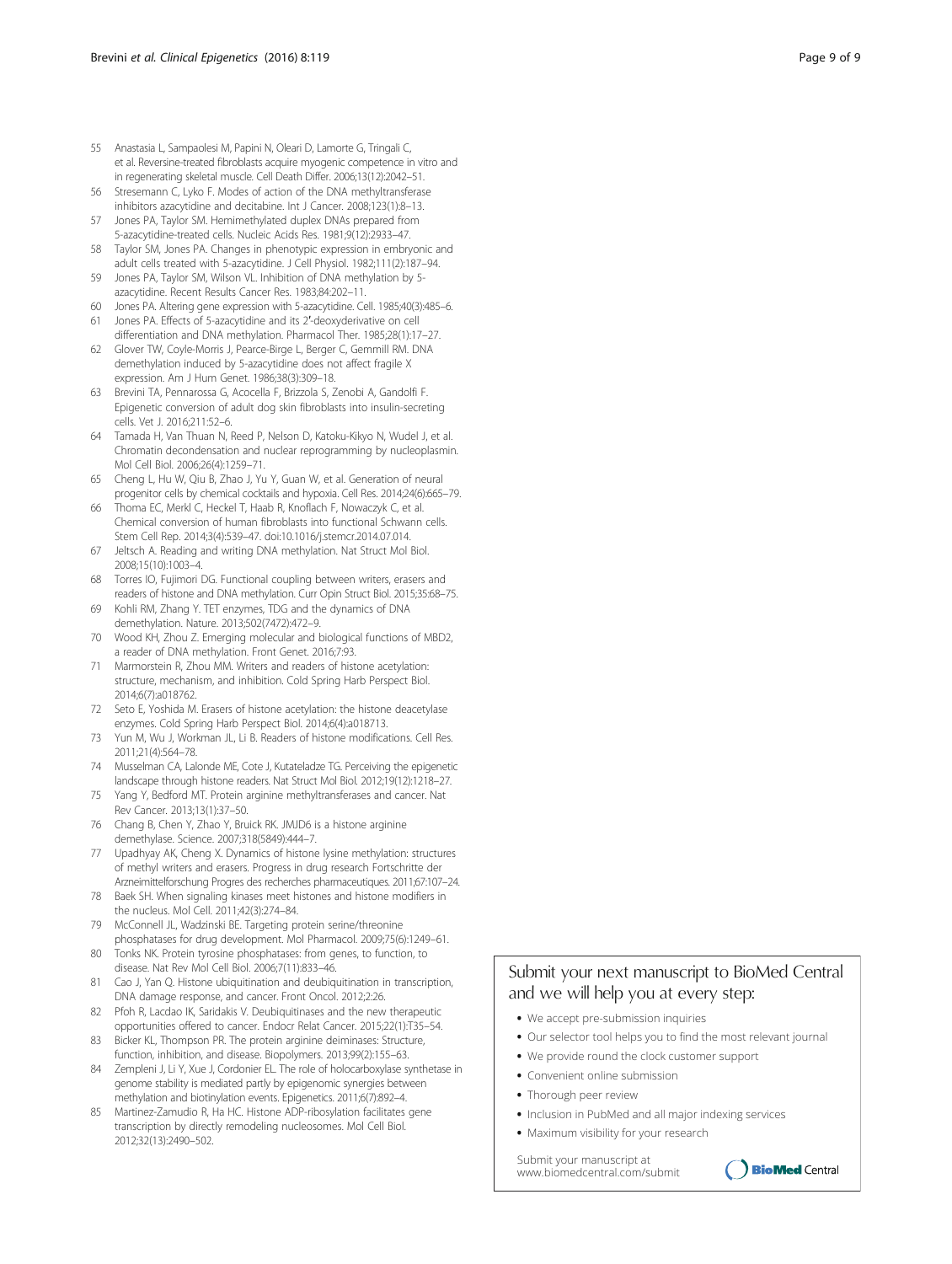55. Anastasia L, Sampaolesi M, Papini N, Oleari D, Lamorte G, Tringali C, et al. Reversine-treated fibroblasts acquire myogenic competence in vitro and in regenerating skeletal muscle. Cell Death Differ. 2006;13(12):2042–51.
56. Stresemann C, Lyko F. Modes of action of the DNA methyltransferase inhibitors azacytidine and decitabine. Int J Cancer. 2008;123(1):8–13.
57. Jones PA, Taylor SM. Hemimethylated duplex DNAs prepared from 5-azacytidine-treated cells. Nucleic Acids Res. 1981;9(12):2933–47.
58. Taylor SM, Jones PA. Changes in phenotypic expression in embryonic and adult cells treated with 5-azacytidine. J Cell Physiol. 1982;111(2):187–94.
59. Jones PA, Taylor SM, Wilson VL. Inhibition of DNA methylation by 5-azacytidine. Recent Results Cancer Res. 1983;84:202–11.
60. Jones PA. Altering gene expression with 5-azacytidine. Cell. 1985;40(3):485–6.
61. Jones PA. Effects of 5-azacytidine and its 2′-deoxyderivative on cell differentiation and DNA methylation. Pharmacol Ther. 1985;28(1):17–27.
62. Glover TW, Coyle-Morris J, Pearce-Birge L, Berger C, Gemmill RM. DNA demethylation induced by 5-azacytidine does not affect fragile X expression. Am J Hum Genet. 1986;38(3):309–18.
63. Brevini TA, Pennarossa G, Acocella F, Brizzola S, Zenobi A, Gandolfi F. Epigenetic conversion of adult dog skin fibroblasts into insulin-secreting cells. Vet J. 2016;211:52–6.
64. Tamada H, Van Thuan N, Reed P, Nelson D, Katoku-Kikyo N, Wudel J, et al. Chromatin decondensation and nuclear reprogramming by nucleoplasmin. Mol Cell Biol. 2006;26(4):1259–71.
65. Cheng L, Hu W, Qiu B, Zhao J, Yu Y, Guan W, et al. Generation of neural progenitor cells by chemical cocktails and hypoxia. Cell Res. 2014;24(6):665–79.
66. Thoma EC, Merkl C, Heckel T, Haab R, Knoflach F, Nowaczyk C, et al. Chemical conversion of human fibroblasts into functional Schwann cells. Stem Cell Rep. 2014;3(4):539–47. doi:10.1016/j.stemcr.2014.07.014.
67. Jeltsch A. Reading and writing DNA methylation. Nat Struct Mol Biol. 2008;15(10):1003–4.
68. Torres IO, Fujimori DG. Functional coupling between writers, erasers and readers of histone and DNA methylation. Curr Opin Struct Biol. 2015;35:68–75.
69. Kohli RM, Zhang Y. TET enzymes, TDG and the dynamics of DNA demethylation. Nature. 2013;502(7472):472–9.
70. Wood KH, Zhou Z. Emerging molecular and biological functions of MBD2, a reader of DNA methylation. Front Genet. 2016;7:93.
71. Marmorstein R, Zhou MM. Writers and readers of histone acetylation: structure, mechanism, and inhibition. Cold Spring Harb Perspect Biol. 2014;6(7):a018762.
72. Seto E, Yoshida M. Erasers of histone acetylation: the histone deacetylase enzymes. Cold Spring Harb Perspect Biol. 2014;6(4):a018713.
73. Yun M, Wu J, Workman JL, Li B. Readers of histone modifications. Cell Res. 2011;21(4):564–78.
74. Musselman CA, Lalonde ME, Cote J, Kutateladze TG. Perceiving the epigenetic landscape through histone readers. Nat Struct Mol Biol. 2012;19(12):1218–27.
75. Yang Y, Bedford MT. Protein arginine methyltransferases and cancer. Nat Rev Cancer. 2013;13(1):37–50.
76. Chang B, Chen Y, Zhao Y, Bruick RK. JMJD6 is a histone arginine demethylase. Science. 2007;318(5849):444–7.
77. Upadhyay AK, Cheng X. Dynamics of histone lysine methylation: structures of methyl writers and erasers. Progress in drug research Fortschritte der Arzneimittelforschung Progres des recherches pharmaceutiques. 2011;67:107–24.
78. Baek SH. When signaling kinases meet histones and histone modifiers in the nucleus. Mol Cell. 2011;42(3):274–84.
79. McConnell JL, Wadzinski BE. Targeting protein serine/threonine phosphatases for drug development. Mol Pharmacol. 2009;75(6):1249–61.
80. Tonks NK. Protein tyrosine phosphatases: from genes, to function, to disease. Nat Rev Mol Cell Biol. 2006;7(11):833–46.
81. Cao J, Yan Q. Histone ubiquitination and deubiquitination in transcription, DNA damage response, and cancer. Front Oncol. 2012;2:26.
82. Pfoh R, Lacdao IK, Saridakis V. Deubiquitinases and the new therapeutic opportunities offered to cancer. Endocr Relat Cancer. 2015;22(1):T35–54.
83. Bicker KL, Thompson PR. The protein arginine deiminases: Structure, function, inhibition, and disease. Biopolymers. 2013;99(2):155–63.
84. Zempleni J, Li Y, Xue J, Cordonier EL. The role of holocarboxylase synthetase in genome stability is mediated partly by epigenomic synergies between methylation and biotinylation events. Epigenetics. 2011;6(7):892–4.
85. Martinez-Zamudio R, Ha HC. Histone ADP-ribosylation facilitates gene transcription by directly remodeling nucleosomes. Mol Cell Biol. 2012;32(13):2490–502.

Submit your next manuscript to BioMed Central and we will help you at every step:

- We accept pre-submission inquiries
- Our selector tool helps you to find the most relevant journal
- We provide round the clock customer support
- Convenient online submission
- Thorough peer review
- Inclusion in PubMed and all major indexing services
- Maximum visibility for your research

Submit your manuscript at www.biomedcentral.com/submit

BioMed Central